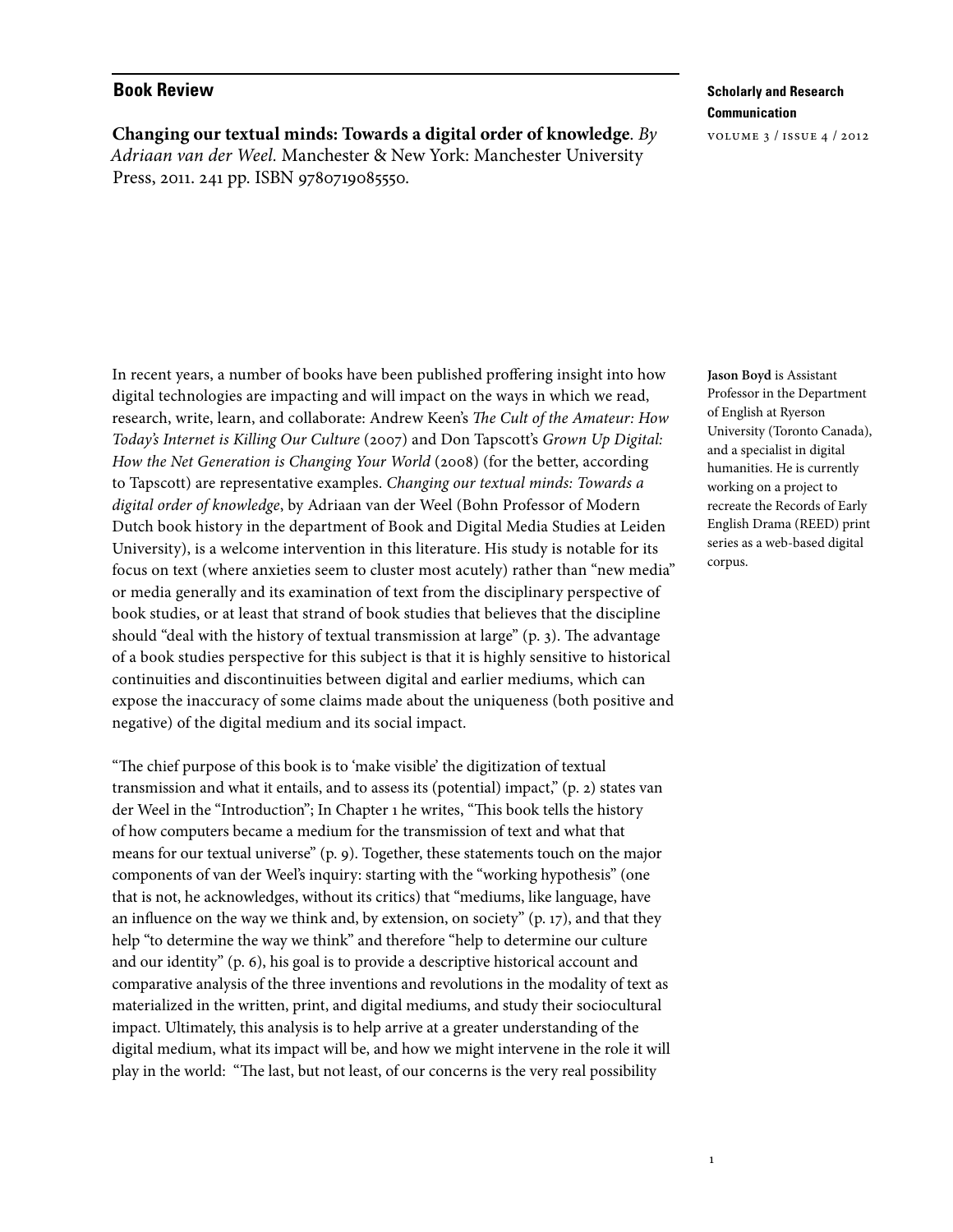## Book Review

**Changing our textual minds: Towards a digital order of knowledge**. *By Adriaan van der Weel*. Manchester & New York: Manchester University Press, 2011. 241 pp. ISBN 9780719085550.

**Jason Boyd** is Assistant Professor in the Department of English at Ryerson University (Toronto Canada), and a specialist in digital humanities. He is currently working on a project to recreate the Records of Early English Drama (REED) print series as a web-based digital corpus.

In recent years, a number of books have been published proffering insight into how digital technologies are impacting and will impact on the ways in which we read, research, write, learn, and collaborate: Andrew Keen's *The Cult of the Amateur: How Today's Internet is Killing Our Culture* (2007) and Don Tapscott's *Grown Up Digital: How the Net Generation is Changing Your World* (2008) (for the better, according to Tapscott) are representative examples. *Changing our textual minds: Towards a digital order of knowledge*, by Adriaan van der Weel (Bohn Professor of Modern Dutch book history in the department of Book and Digital Media Studies at Leiden University), is a welcome intervention in this literature. His study is notable for its focus on text (where anxieties seem to cluster most acutely) rather than "new media" or media generally and its examination of text from the disciplinary perspective of book studies, or at least that strand of book studies that believes that the discipline should "deal with the history of textual transmission at large" (p. 3). The advantage of a book studies perspective for this subject is that it is highly sensitive to historical continuities and discontinuities between digital and earlier mediums, which can expose the inaccuracy of some claims made about the uniqueness (both positive and negative) of the digital medium and its social impact.

"The chief purpose of this book is to 'make visible' the digitization of textual transmission and what it entails, and to assess its (potential) impact," (p. 2) states van der Weel in the "Introduction"; In Chapter 1 he writes, "This book tells the history of how computers became a medium for the transmission of text and what that means for our textual universe" (p. 9). Together, these statements touch on the major components of van der Weel's inquiry: starting with the "working hypothesis" (one that is not, he acknowledges, without its critics) that "mediums, like language, have an influence on the way we think and, by extension, on society" (p. 17), and that they help "to determine the way we think" and therefore "help to determine our culture and our identity" (p. 6), his goal is to provide a descriptive historical account and comparative analysis of the three inventions and revolutions in the modality of text as materialized in the written, print, and digital mediums, and study their sociocultural impact. Ultimately, this analysis is to help arrive at a greater understanding of the digital medium, what its impact will be, and how we might intervene in the role it will play in the world: "The last, but not least, of our concerns is the very real possibility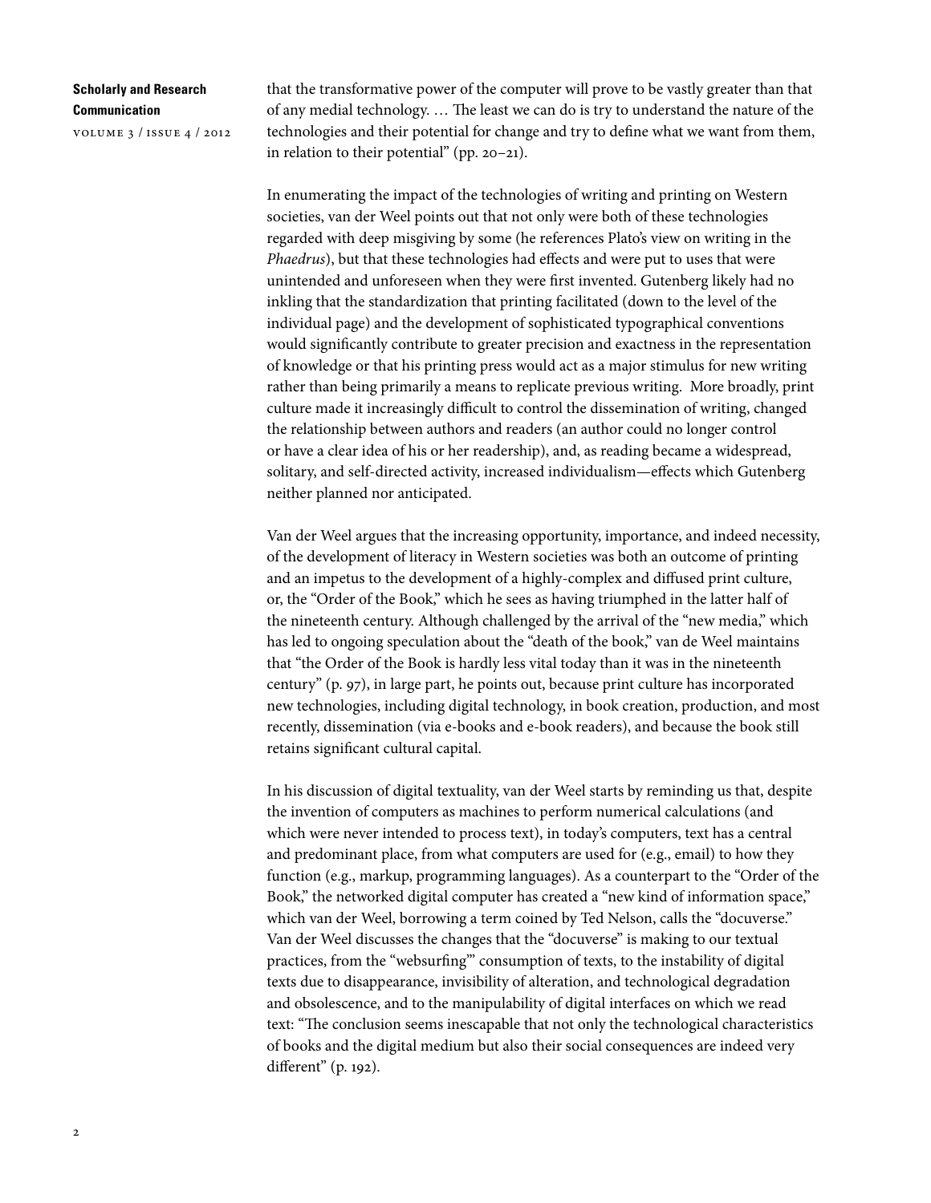that the transformative power of the computer will prove to be vastly greater than that of any medial technology. … The least we can do is try to understand the nature of the technologies and their potential for change and try to define what we want from them, in relation to their potential" (pp. 20–21).

In enumerating the impact of the technologies of writing and printing on Western societies, van der Weel points out that not only were both of these technologies regarded with deep misgiving by some (he references Plato's view on writing in the *Phaedrus*), but that these technologies had effects and were put to uses that were unintended and unforeseen when they were first invented. Gutenberg likely had no inkling that the standardization that printing facilitated (down to the level of the individual page) and the development of sophisticated typographical conventions would significantly contribute to greater precision and exactness in the representation of knowledge or that his printing press would act as a major stimulus for new writing rather than being primarily a means to replicate previous writing. More broadly, print culture made it increasingly difficult to control the dissemination of writing, changed the relationship between authors and readers (an author could no longer control or have a clear idea of his or her readership), and, as reading became a widespread, solitary, and self-directed activity, increased individualism—effects which Gutenberg neither planned nor anticipated.

Van der Weel argues that the increasing opportunity, importance, and indeed necessity, of the development of literacy in Western societies was both an outcome of printing and an impetus to the development of a highly-complex and diffused print culture, or, the "Order of the Book," which he sees as having triumphed in the latter half of the nineteenth century. Although challenged by the arrival of the "new media," which has led to ongoing speculation about the "death of the book," van de Weel maintains that "the Order of the Book is hardly less vital today than it was in the nineteenth century" (p. 97), in large part, he points out, because print culture has incorporated new technologies, including digital technology, in book creation, production, and most recently, dissemination (via e-books and e-book readers), and because the book still retains significant cultural capital.

In his discussion of digital textuality, van der Weel starts by reminding us that, despite the invention of computers as machines to perform numerical calculations (and which were never intended to process text), in today's computers, text has a central and predominant place, from what computers are used for (e.g., email) to how they function (e.g., markup, programming languages). As a counterpart to the "Order of the Book," the networked digital computer has created a "new kind of information space," which van der Weel, borrowing a term coined by Ted Nelson, calls the "docuverse." Van der Weel discusses the changes that the "docuverse" is making to our textual practices, from the "websurfing"' consumption of texts, to the instability of digital texts due to disappearance, invisibility of alteration, and technological degradation and obsolescence, and to the manipulability of digital interfaces on which we read text: "The conclusion seems inescapable that not only the technological characteristics of books and the digital medium but also their social consequences are indeed very different" (p. 192).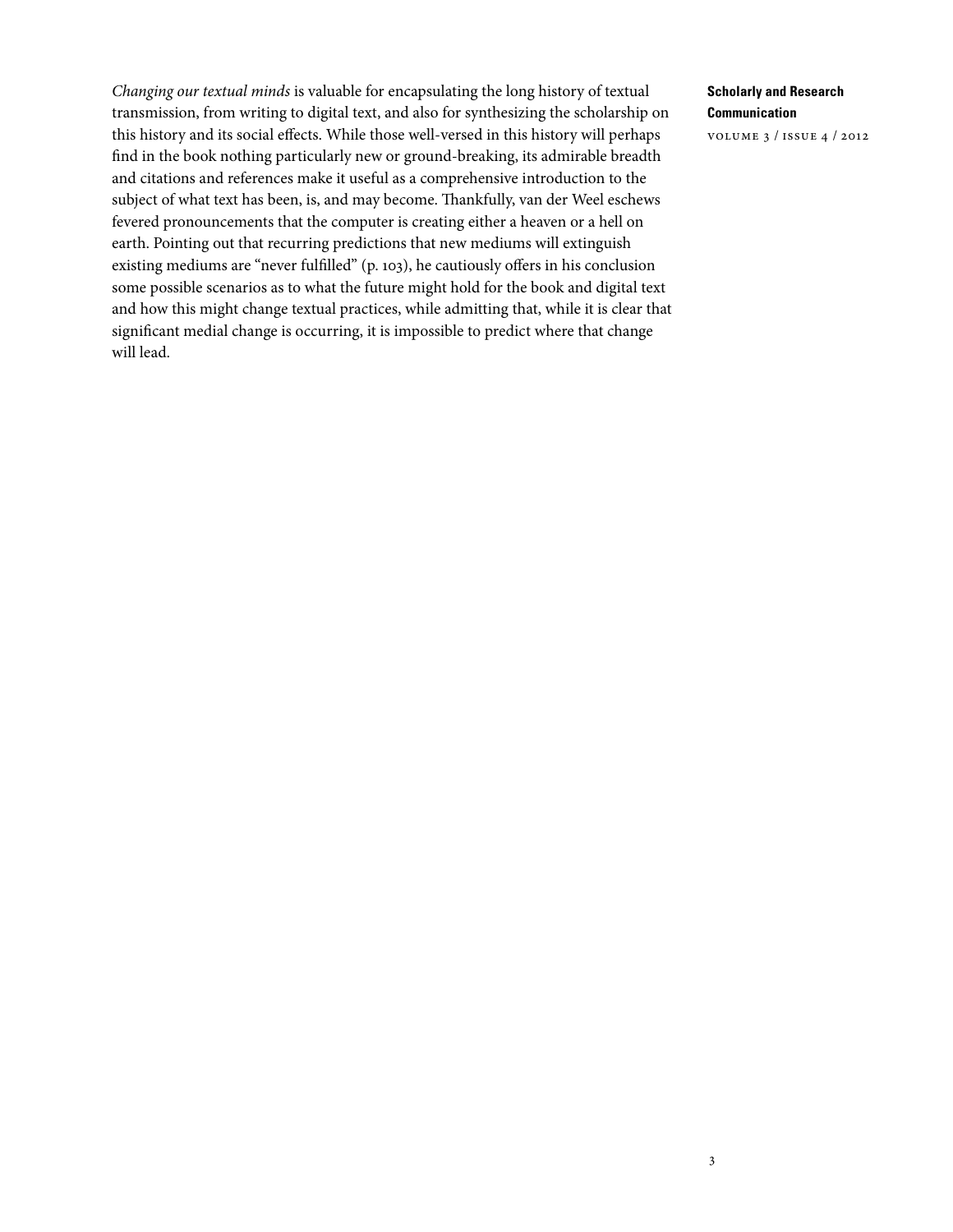*Changing our textual minds* is valuable for encapsulating the long history of textual transmission, from writing to digital text, and also for synthesizing the scholarship on this history and its social effects. While those well-versed in this history will perhaps find in the book nothing particularly new or ground-breaking, its admirable breadth and citations and references make it useful as a comprehensive introduction to the subject of what text has been, is, and may become. Thankfully, van der Weel eschews fevered pronouncements that the computer is creating either a heaven or a hell on earth. Pointing out that recurring predictions that new mediums will extinguish existing mediums are "never fulfilled" (p. 103), he cautiously offers in his conclusion some possible scenarios as to what the future might hold for the book and digital text and how this might change textual practices, while admitting that, while it is clear that significant medial change is occurring, it is impossible to predict where that change will lead.